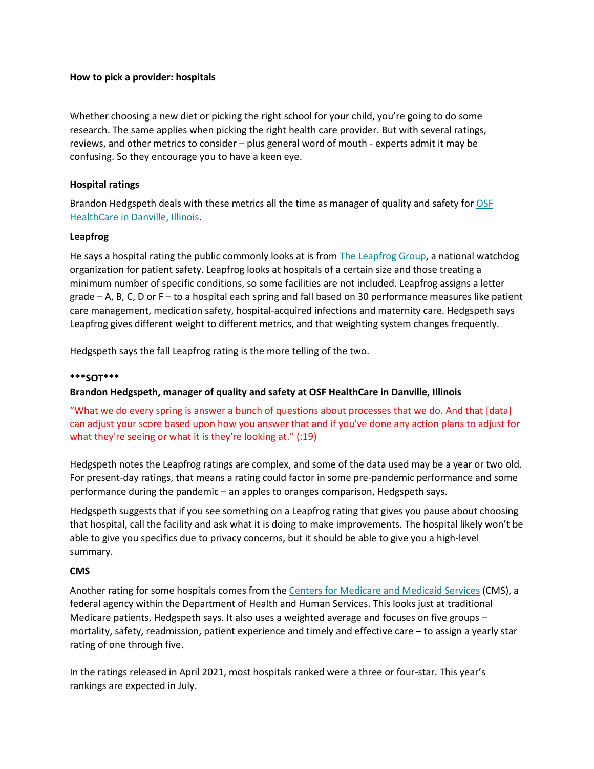**How to pick a provider: hospitals**

Whether choosing a new diet or picking the right school for your child, you're going to do some research. The same applies when picking the right health care provider. But with several ratings, reviews, and other metrics to consider – plus general word of mouth - experts admit it may be confusing. So they encourage you to have a keen eye.

**Hospital ratings**

Brandon Hedgspeth deals with these metrics all the time as manager of quality and safety for OSF HealthCare in Danville, Illinois.

**Leapfrog**

He says a hospital rating the public commonly looks at is from The Leapfrog Group, a national watchdog organization for patient safety. Leapfrog looks at hospitals of a certain size and those treating a minimum number of specific conditions, so some facilities are not included. Leapfrog assigns a letter grade – A, B, C, D or F – to a hospital each spring and fall based on 30 performance measures like patient care management, medication safety, hospital-acquired infections and maternity care. Hedgspeth says Leapfrog gives different weight to different metrics, and that weighting system changes frequently.

Hedgspeth says the fall Leapfrog rating is the more telling of the two.

**\*\*\*SOT\*\*\***

**Brandon Hedgspeth, manager of quality and safety at OSF HealthCare in Danville, Illinois**

"What we do every spring is answer a bunch of questions about processes that we do. And that [data] can adjust your score based upon how you answer that and if you've done any action plans to adjust for what they're seeing or what it is they're looking at." (:19)

Hedgspeth notes the Leapfrog ratings are complex, and some of the data used may be a year or two old. For present-day ratings, that means a rating could factor in some pre-pandemic performance and some performance during the pandemic – an apples to oranges comparison, Hedgspeth says.

Hedgspeth suggests that if you see something on a Leapfrog rating that gives you pause about choosing that hospital, call the facility and ask what it is doing to make improvements. The hospital likely won't be able to give you specifics due to privacy concerns, but it should be able to give you a high-level summary.

**CMS**

Another rating for some hospitals comes from the Centers for Medicare and Medicaid Services (CMS), a federal agency within the Department of Health and Human Services. This looks just at traditional Medicare patients, Hedgspeth says. It also uses a weighted average and focuses on five groups – mortality, safety, readmission, patient experience and timely and effective care – to assign a yearly star rating of one through five.

In the ratings released in April 2021, most hospitals ranked were a three or four-star. This year's rankings are expected in July.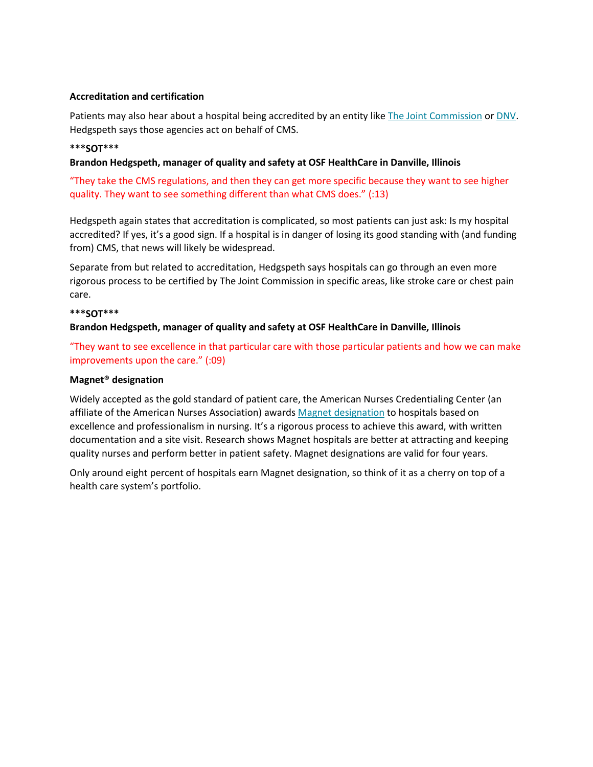**Accreditation and certification**

Patients may also hear about a hospital being accredited by an entity like [The Joint Commission] or [DNV]. Hedgspeth says those agencies act on behalf of CMS.

*****SOT*****

**Brandon Hedgspeth, manager of quality and safety at OSF HealthCare in Danville, Illinois**

"They take the CMS regulations, and then they can get more specific because they want to see higher quality. They want to see something different than what CMS does." (:13)

Hedgspeth again states that accreditation is complicated, so most patients can just ask: Is my hospital accredited? If yes, it's a good sign. If a hospital is in danger of losing its good standing with (and funding from) CMS, that news will likely be widespread.

Separate from but related to accreditation, Hedgspeth says hospitals can go through an even more rigorous process to be certified by The Joint Commission in specific areas, like stroke care or chest pain care.

*****SOT*****

**Brandon Hedgspeth, manager of quality and safety at OSF HealthCare in Danville, Illinois**

"They want to see excellence in that particular care with those particular patients and how we can make improvements upon the care." (:09)

**Magnet® designation**

Widely accepted as the gold standard of patient care, the American Nurses Credentialing Center (an affiliate of the American Nurses Association) awards [Magnet designation] to hospitals based on excellence and professionalism in nursing. It's a rigorous process to achieve this award, with written documentation and a site visit. Research shows Magnet hospitals are better at attracting and keeping quality nurses and perform better in patient safety. Magnet designations are valid for four years.

Only around eight percent of hospitals earn Magnet designation, so think of it as a cherry on top of a health care system's portfolio.